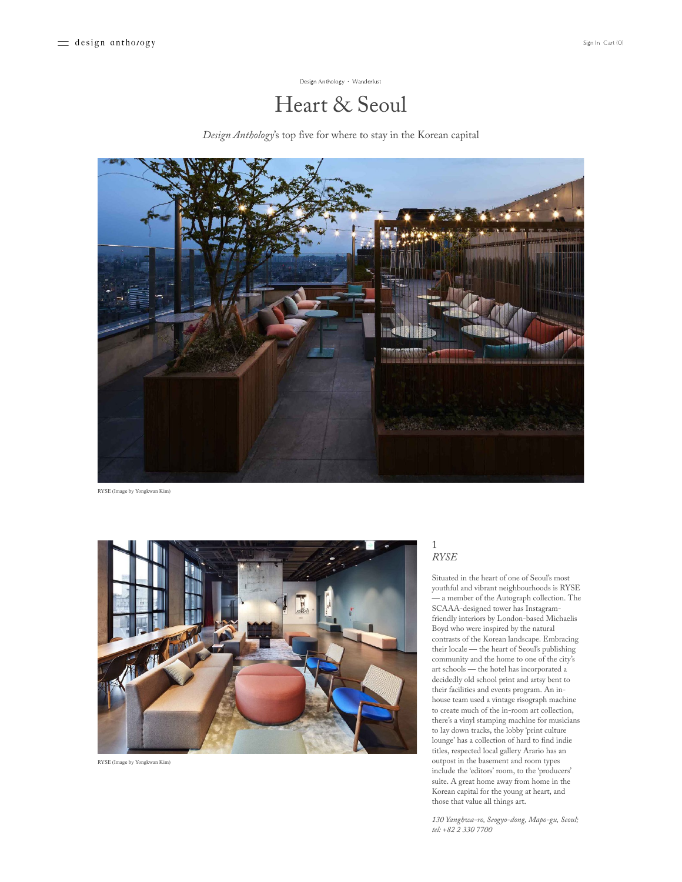Design Anthology · Wanderlust

# Heart & Seoul

*Design Anthology*'s top five for where to stay in the Korean capital

RYSE (Image by Yongkwan Kim)

RYSE (Image by Yongkwan Kim)

## 1
## *RYSE*

Situated in the heart of one of Seoul's most youthful and vibrant neighbourhoods is RYSE — a member of the Autograph collection. The SCAAA-designed tower has Instagram-friendly interiors by London-based Michaelis Boyd who were inspired by the natural contrasts of the Korean landscape. Embracing their locale — the heart of Seoul's publishing community and the home to one of the city's art schools — the hotel has incorporated a decidedly old school print and artsy bent to their facilities and events program. An in-house team used a vintage risograph machine to create much of the in-room art collection, there's a vinyl stamping machine for musicians to lay down tracks, the lobby 'print culture lounge' has a collection of hard to find indie titles, respected local gallery Arario has an outpost in the basement and room types include the 'editors' room, to the 'producers' suite. A great home away from home in the Korean capital for the young at heart, and those that value all things art.

*130 Yanghwa-ro, Seogyo-dong, Mapo-gu, Seoul; tel: +82 2 330 7700*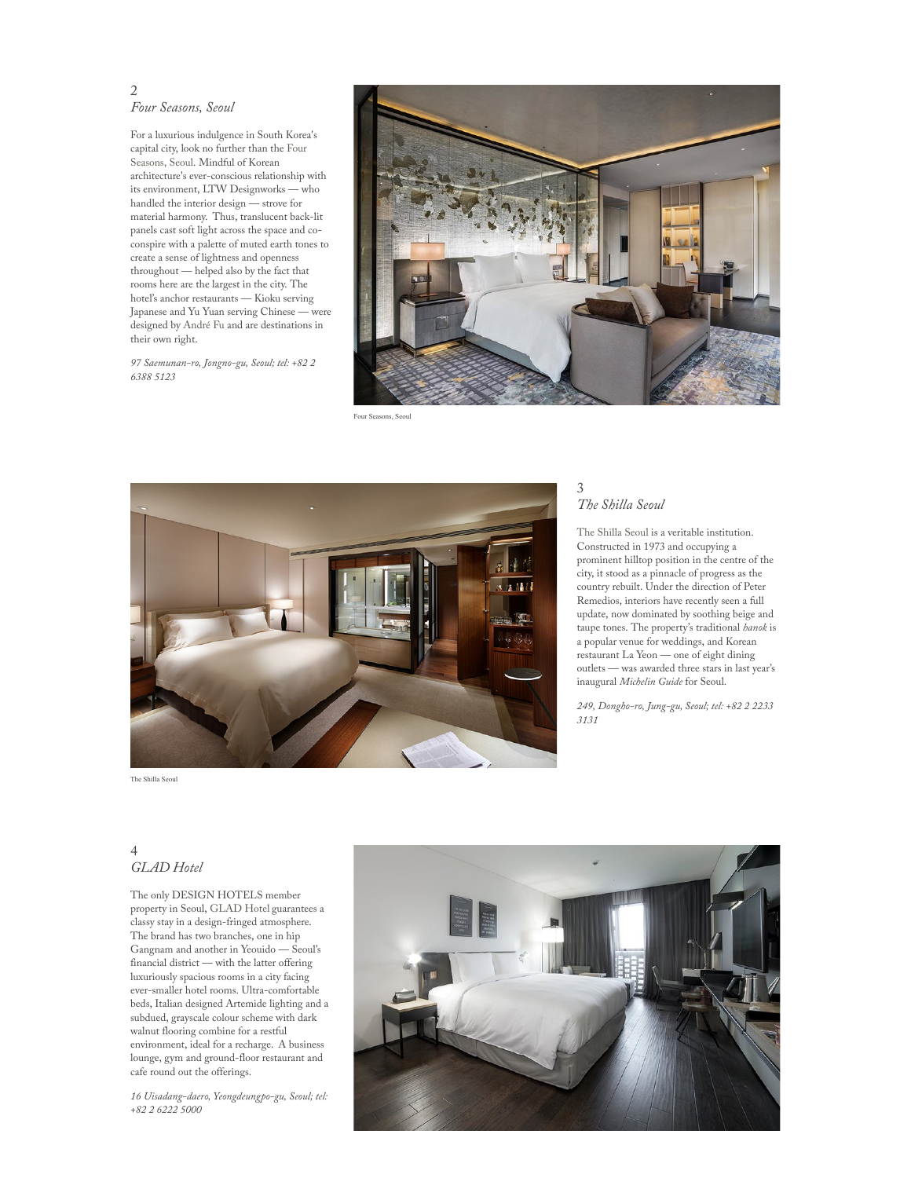2

## *Four Seasons, Seoul*

For a luxurious indulgence in South Korea's capital city, look no further than the Four Seasons, Seoul. Mindful of Korean architecture's ever-conscious relationship with its environment, LTW Designworks — who handled the interior design — strove for material harmony. Thus, translucent back-lit panels cast soft light across the space and co-conspire with a palette of muted earth tones to create a sense of lightness and openness throughout — helped also by the fact that rooms here are the largest in the city. The hotel's anchor restaurants — Kioku serving Japanese and Yu Yuan serving Chinese — were designed by André Fu and are destinations in their own right.

*97 Saemunan-ro, Jongno-gu, Seoul; tel: +82 2 6388 5123*

Four Seasons, Seoul

3

## *The Shilla Seoul*

The Shilla Seoul is a veritable institution. Constructed in 1973 and occupying a prominent hilltop position in the centre of the city, it stood as a pinnacle of progress as the country rebuilt. Under the direction of Peter Remedios, interiors have recently seen a full update, now dominated by soothing beige and taupe tones. The property's traditional *hanok* is a popular venue for weddings, and Korean restaurant La Yeon — one of eight dining outlets — was awarded three stars in last year's inaugural *Michelin Guide* for Seoul.

*249, Dongho-ro, Jung-gu, Seoul; tel: +82 2 2233 3131*

The Shilla Seoul

4

## *GLAD Hotel*

The only DESIGN HOTELS member property in Seoul, GLAD Hotel guarantees a classy stay in a design-fringed atmosphere. The brand has two branches, one in hip Gangnam and another in Yeouido — Seoul's financial district — with the latter offering luxuriously spacious rooms in a city facing ever-smaller hotel rooms. Ultra-comfortable beds, Italian designed Artemide lighting and a subdued, grayscale colour scheme with dark walnut flooring combine for a restful environment, ideal for a recharge. A business lounge, gym and ground-floor restaurant and cafe round out the offerings.

*16 Uisadang-daero, Yeongdeungpo-gu, Seoul; tel: +82 2 6222 5000*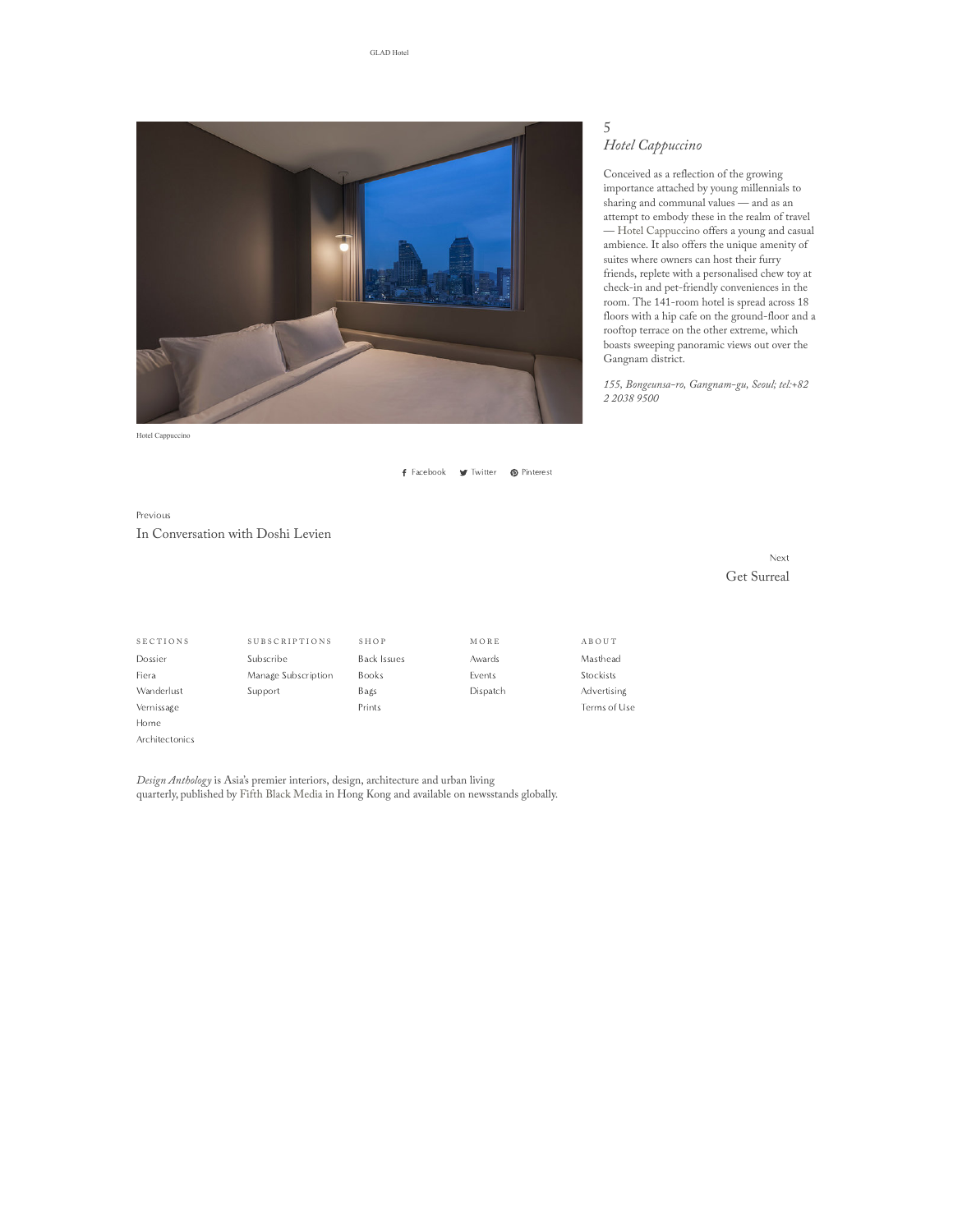GLAD Hotel

Hotel Cappuccino

## 5
## *Hotel Cappuccino*

Conceived as a reflection of the growing importance attached by young millennials to sharing and communal values — and as an attempt to embody these in the realm of travel — Hotel Cappuccino offers a young and casual ambience. It also offers the unique amenity of suites where owners can host their furry friends, replete with a personalised chew toy at check-in and pet-friendly conveniences in the room. The 141-room hotel is spread across 18 floors with a hip cafe on the ground-floor and a rooftop terrace on the other extreme, which boasts sweeping panoramic views out over the Gangnam district.

*155, Bongeunsa-ro, Gangnam-gu, Seoul; tel:+82 2 2038 9500*

Facebook Twitter Pinterest

Previous
In Conversation with Doshi Levien

Next
Get Surreal

SECTIONS
- Dossier
- Fiera
- Wanderlust
- Vernissage
- Home
- Architectonics

SUBSCRIPTIONS
- Subscribe
- Manage Subscription
- Support

SHOP
- Back Issues
- Books
- Bags
- Prints

MORE
- Awards
- Events
- Dispatch

ABOUT
- Masthead
- Stockists
- Advertising
- Terms of Use

*Design Anthology* is Asia's premier interiors, design, architecture and urban living quarterly, published by Fifth Black Media in Hong Kong and available on newsstands globally.